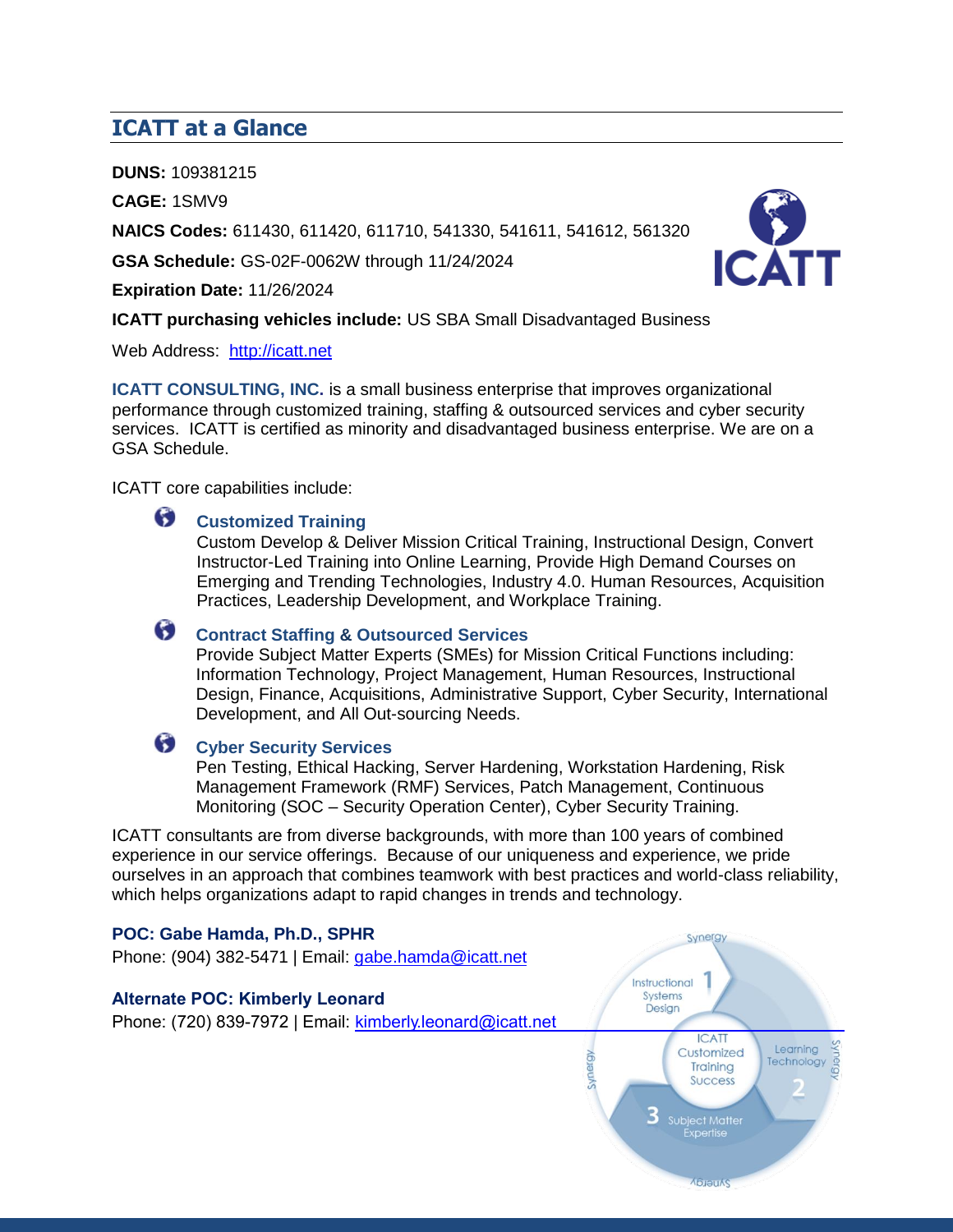## ICATT at a Glance

**DUNS:** 109381215

**CAGE:** 1SMV9

**NAICS Codes:** 611430, 611420, 611710, 541330, 541611, 541612, 561320

**GSA Schedule:** GS-02F-0062W through 11/24/2024

**Expiration Date:** 11/26/2024

**ICATT purchasing vehicles include:** US SBA Small Disadvantaged Business

Web Address: [http://icatt.net](http://icatt.net)

**ICATT CONSULTING, INC.** is a small business enterprise that improves organizational performance through customized training, staffing & outsourced services and cyber security services. ICATT is certified as minority and disadvantaged business enterprise. We are on a GSA Schedule.

ICATT core capabilities include:

- **Customized Training**
  Custom Develop & Deliver Mission Critical Training, Instructional Design, Convert Instructor-Led Training into Online Learning, Provide High Demand Courses on Emerging and Trending Technologies, Industry 4.0. Human Resources, Acquisition Practices, Leadership Development, and Workplace Training.

- **Contract Staffing & Outsourced Services**
  Provide Subject Matter Experts (SMEs) for Mission Critical Functions including: Information Technology, Project Management, Human Resources, Instructional Design, Finance, Acquisitions, Administrative Support, Cyber Security, International Development, and All Out-sourcing Needs.

- **Cyber Security Services**
  Pen Testing, Ethical Hacking, Server Hardening, Workstation Hardening, Risk Management Framework (RMF) Services, Patch Management, Continuous Monitoring (SOC – Security Operation Center), Cyber Security Training.

ICATT consultants are from diverse backgrounds, with more than 100 years of combined experience in our service offerings. Because of our uniqueness and experience, we pride ourselves in an approach that combines teamwork with best practices and world-class reliability, which helps organizations adapt to rapid changes in trends and technology.

**POC: Gabe Hamda, Ph.D., SPHR**
Phone: (904) 382-5471 | Email: [gabe.hamda@icatt.net](mailto:gabe.hamda@icatt.net)

**Alternate POC: Kimberly Leonard**
Phone: (720) 839-7972 | Email: [kimberly.leonard@icatt.net](mailto:kimberly.leonard@icatt.net)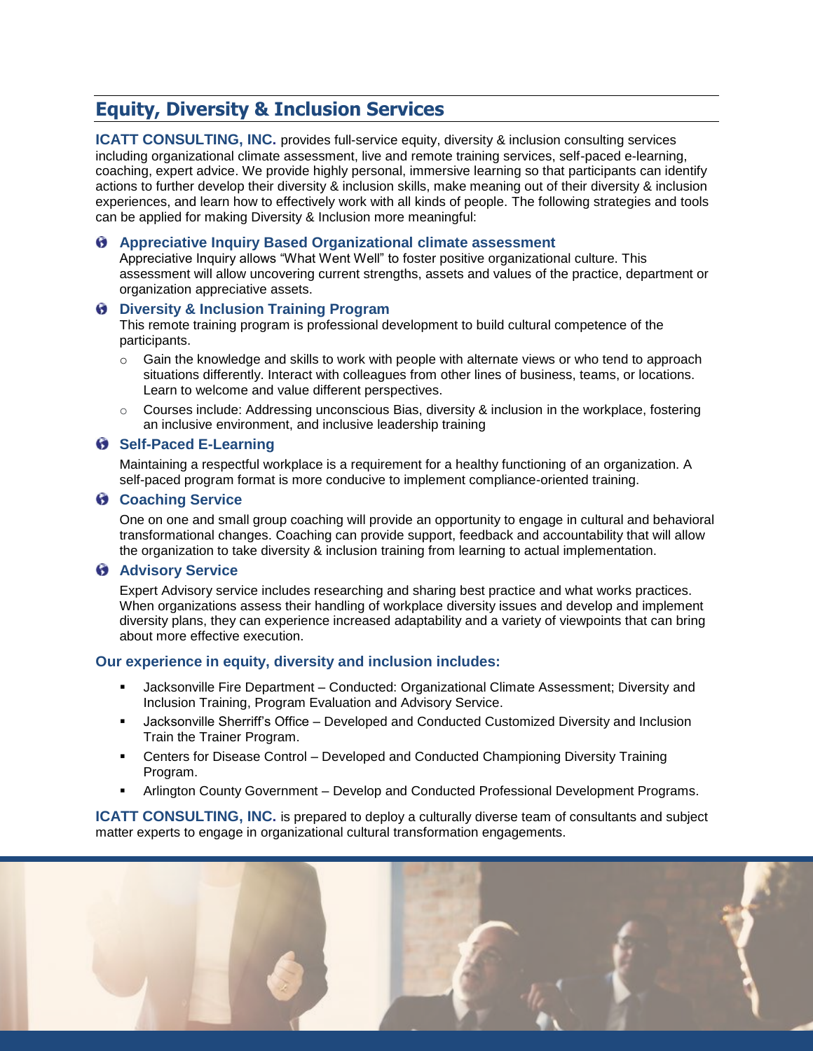## Equity, Diversity & Inclusion Services

**ICATT CONSULTING, INC.** provides full-service equity, diversity & inclusion consulting services including organizational climate assessment, live and remote training services, self-paced e-learning, coaching, expert advice. We provide highly personal, immersive learning so that participants can identify actions to further develop their diversity & inclusion skills, make meaning out of their diversity & inclusion experiences, and learn how to effectively work with all kinds of people. The following strategies and tools can be applied for making Diversity & Inclusion more meaningful:

- **Appreciative Inquiry Based Organizational climate assessment**
  Appreciative Inquiry allows "What Went Well" to foster positive organizational culture. This assessment will allow uncovering current strengths, assets and values of the practice, department or organization appreciative assets.

- **Diversity & Inclusion Training Program**
  This remote training program is professional development to build cultural competence of the participants.
  - Gain the knowledge and skills to work with people with alternate views or who tend to approach situations differently. Interact with colleagues from other lines of business, teams, or locations. Learn to welcome and value different perspectives.
  - Courses include: Addressing unconscious Bias, diversity & inclusion in the workplace, fostering an inclusive environment, and inclusive leadership training

- **Self-Paced E-Learning**
  Maintaining a respectful workplace is a requirement for a healthy functioning of an organization. A self-paced program format is more conducive to implement compliance-oriented training.

- **Coaching Service**
  One on one and small group coaching will provide an opportunity to engage in cultural and behavioral transformational changes. Coaching can provide support, feedback and accountability that will allow the organization to take diversity & inclusion training from learning to actual implementation.

- **Advisory Service**
  Expert Advisory service includes researching and sharing best practice and what works practices. When organizations assess their handling of workplace diversity issues and develop and implement diversity plans, they can experience increased adaptability and a variety of viewpoints that can bring about more effective execution.

**Our experience in equity, diversity and inclusion includes:**

- Jacksonville Fire Department – Conducted: Organizational Climate Assessment; Diversity and Inclusion Training, Program Evaluation and Advisory Service.
- Jacksonville Sherriff's Office – Developed and Conducted Customized Diversity and Inclusion Train the Trainer Program.
- Centers for Disease Control – Developed and Conducted Championing Diversity Training Program.
- Arlington County Government – Develop and Conducted Professional Development Programs.

**ICATT CONSULTING, INC.** is prepared to deploy a culturally diverse team of consultants and subject matter experts to engage in organizational cultural transformation engagements.